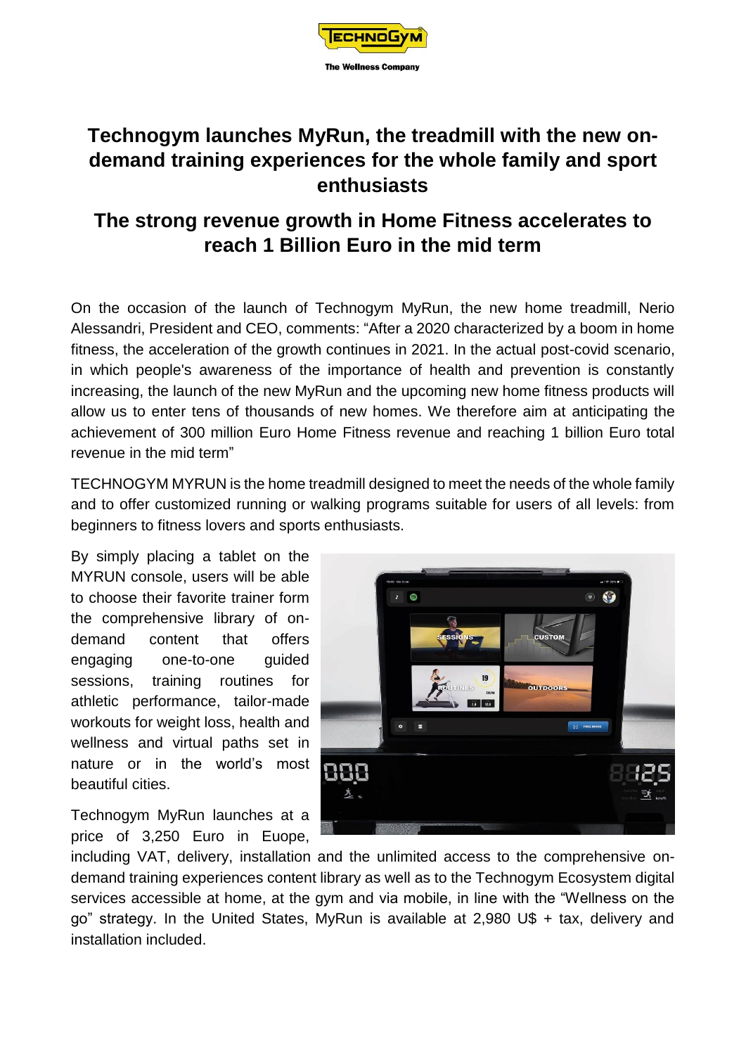# Technogym launches MyRun, the treadmill with the new on-demand training experiences for the whole family and sport enthusiasts

## The strong revenue growth in Home Fitness accelerates to reach 1 Billion Euro in the mid term

On the occasion of the launch of Technogym MyRun, the new home treadmill, Nerio Alessandri, President and CEO, comments: "After a 2020 characterized by a boom in home fitness, the acceleration of the growth continues in 2021. In the actual post-covid scenario, in which people's awareness of the importance of health and prevention is constantly increasing, the launch of the new MyRun and the upcoming new home fitness products will allow us to enter tens of thousands of new homes. We therefore aim at anticipating the achievement of 300 million Euro Home Fitness revenue and reaching 1 billion Euro total revenue in the mid term"

TECHNOGYM MYRUN is the home treadmill designed to meet the needs of the whole family and to offer customized running or walking programs suitable for users of all levels: from beginners to fitness lovers and sports enthusiasts.

By simply placing a tablet on the MYRUN console, users will be able to choose their favorite trainer form the comprehensive library of on-demand content that offers engaging one-to-one guided sessions, training routines for athletic performance, tailor-made workouts for weight loss, health and wellness and virtual paths set in nature or in the world's most beautiful cities.

Technogym MyRun launches at a price of 3,250 Euro in Euope, including VAT, delivery, installation and the unlimited access to the comprehensive on-demand training experiences content library as well as to the Technogym Ecosystem digital services accessible at home, at the gym and via mobile, in line with the "Wellness on the go" strategy. In the United States, MyRun is available at 2,980 U$ + tax, delivery and installation included.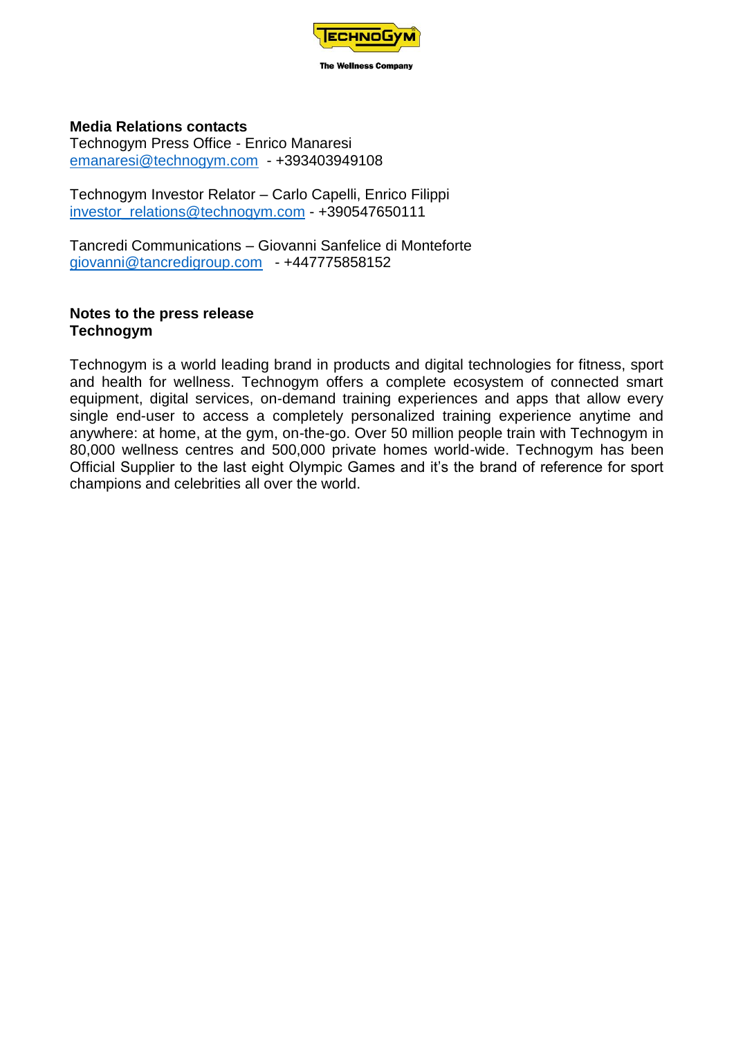**Media Relations contacts**
Technogym Press Office - Enrico Manaresi
emanaresi@technogym.com - +393403949108

Technogym Investor Relator – Carlo Capelli, Enrico Filippi
investor_relations@technogym.com - +390547650111

Tancredi Communications – Giovanni Sanfelice di Monteforte
giovanni@tancredigroup.com - +447775858152

**Notes to the press release**
**Technogym**

Technogym is a world leading brand in products and digital technologies for fitness, sport and health for wellness. Technogym offers a complete ecosystem of connected smart equipment, digital services, on-demand training experiences and apps that allow every single end-user to access a completely personalized training experience anytime and anywhere: at home, at the gym, on-the-go. Over 50 million people train with Technogym in 80,000 wellness centres and 500,000 private homes world-wide. Technogym has been Official Supplier to the last eight Olympic Games and it's the brand of reference for sport champions and celebrities all over the world.